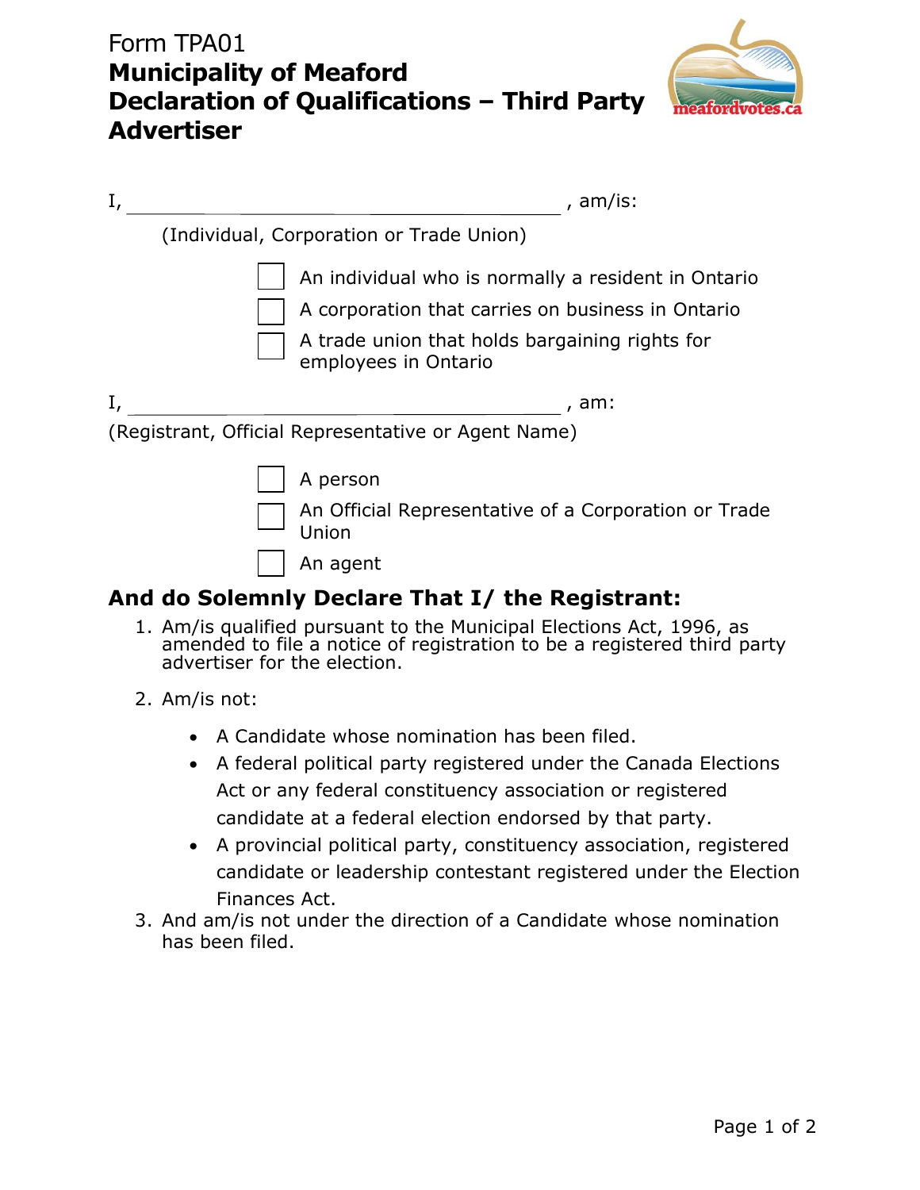Form TPA01

# Municipality of Meaford
# Declaration of Qualifications – Third Party Advertiser

I, ______________________________________ , am/is:

(Individual, Corporation or Trade Union)

- [ ] An individual who is normally a resident in Ontario
- [ ] A corporation that carries on business in Ontario
- [ ] A trade union that holds bargaining rights for employees in Ontario

I, ______________________________________ , am:

(Registrant, Official Representative or Agent Name)

- [ ] A person
- [ ] An Official Representative of a Corporation or Trade Union
- [ ] An agent

## And do Solemnly Declare That I/ the Registrant:

1. Am/is qualified pursuant to the Municipal Elections Act, 1996, as amended to file a notice of registration to be a registered third party advertiser for the election.
2. Am/is not:
   - A Candidate whose nomination has been filed.
   - A federal political party registered under the Canada Elections Act or any federal constituency association or registered candidate at a federal election endorsed by that party.
   - A provincial political party, constituency association, registered candidate or leadership contestant registered under the Election Finances Act.
3. And am/is not under the direction of a Candidate whose nomination has been filed.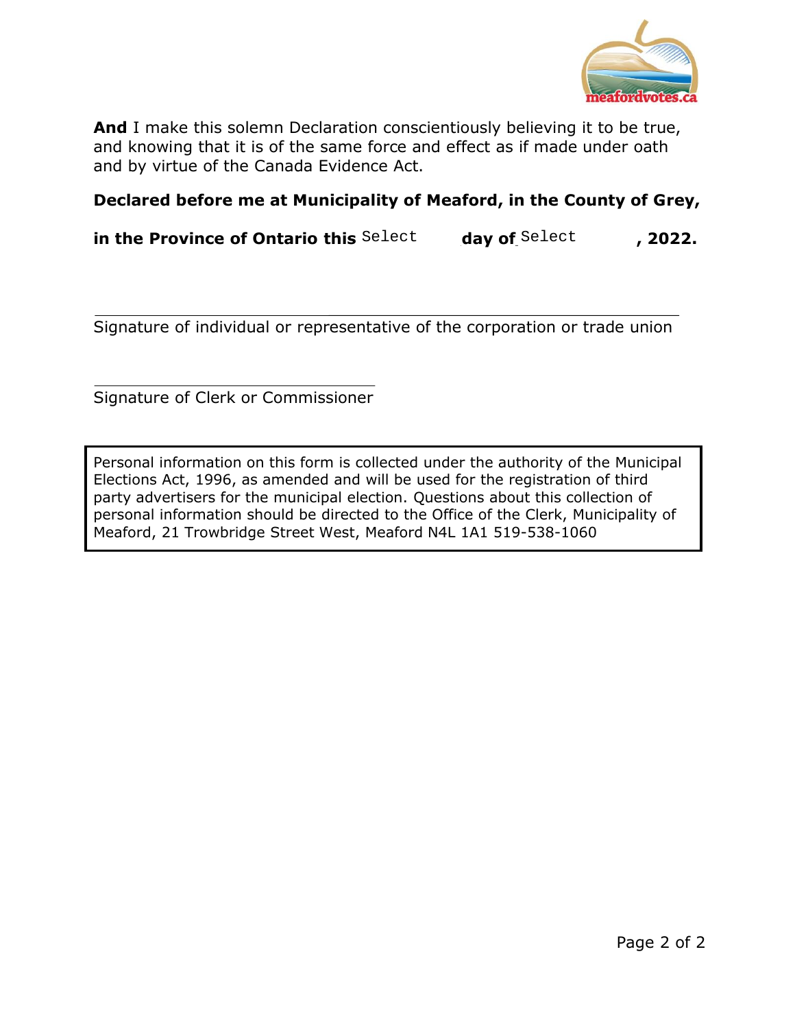**And** I make this solemn Declaration conscientiously believing it to be true, and knowing that it is of the same force and effect as if made under oath and by virtue of the Canada Evidence Act.

**Declared before me at Municipality of Meaford, in the County of Grey,**

**in the Province of Ontario this** Select **day of** Select **, 2022.**

\_\_\_\_\_\_\_\_\_\_\_\_\_\_\_\_\_\_\_\_\_\_\_\_\_\_\_\_\_\_\_\_\_\_\_\_\_\_\_\_\_\_\_\_\_\_\_\_\_\_\_\_

Signature of individual or representative of the corporation or trade union

\_\_\_\_\_\_\_\_\_\_\_\_\_\_\_\_\_\_\_\_\_\_\_\_\_\_\_\_\_\_\_\_\_

Signature of Clerk or Commissioner

Personal information on this form is collected under the authority of the Municipal Elections Act, 1996, as amended and will be used for the registration of third party advertisers for the municipal election. Questions about this collection of personal information should be directed to the Office of the Clerk, Municipality of Meaford, 21 Trowbridge Street West, Meaford N4L 1A1 519-538-1060